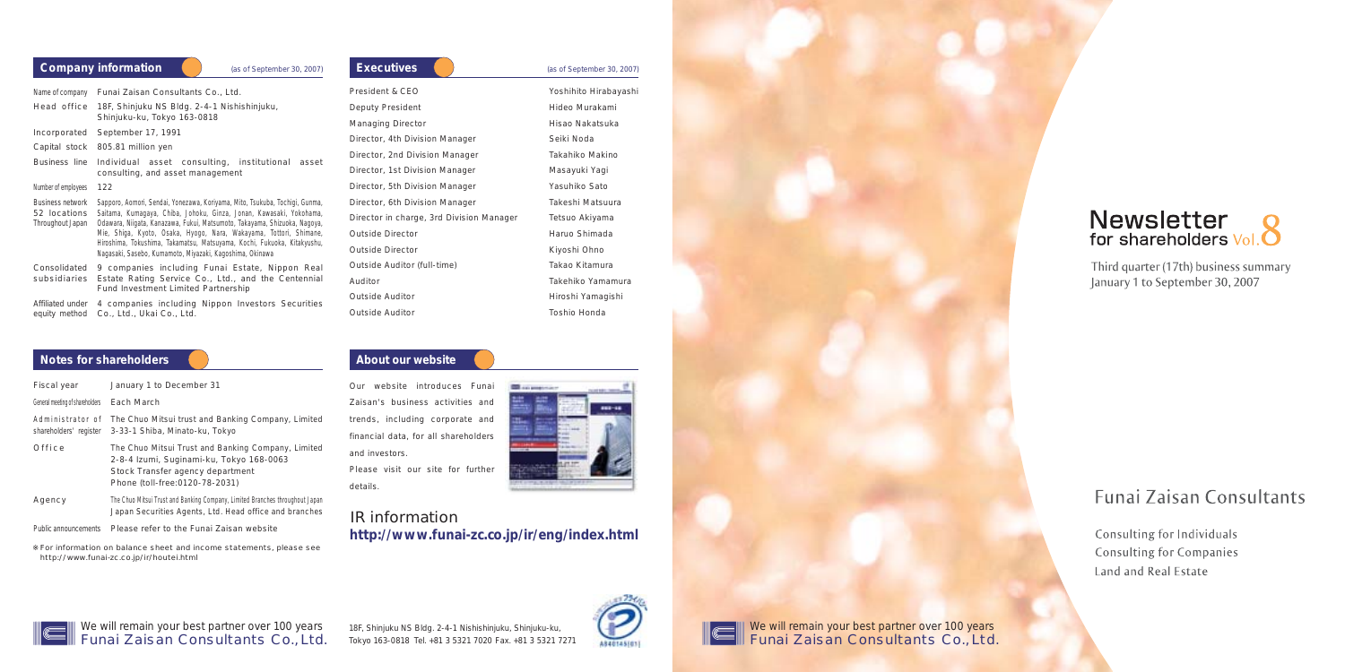## Company information

(as of September 30, 2007)

| | |
|---|---|
| Name of company | Funai Zaisan Consultants Co., Ltd. |
| Head office | 18F, Shinjuku NS Bldg. 2-4-1 Nishishinjuku, Shinjuku-ku, Tokyo 163-0818 |
| Incorporated | September 17, 1991 |
| Capital stock | 805.81 million yen |
| Business line | Individual asset consulting, institutional asset consulting, and asset management |
| Number of employees | 122 |
| Business network 52 locations Throughout Japan | Sapporo, Aomori, Sendai, Yonezawa, Koriyama, Mito, Tsukuba, Tochigi, Gunma, Saitama, Kumagaya, Chiba, Johoku, Ginza, Jonan, Kawasaki, Yokohama, Odawara, Niigata, Kanazawa, Fukui, Matsumoto, Takayama, Shizuoka, Nagoya, Mie, Shiga, Kyoto, Osaka, Hyogo, Nara, Wakayama, Tottori, Shimane, Hiroshima, Tokushima, Takamatsu, Matsuyama, Kochi, Fukuoka, Kitakyushu, Nagasaki, Sasebo, Kumamoto, Miyazaki, Kagoshima, Okinawa |
| Consolidated subsidiaries | 9 companies including Funai Estate, Nippon Real Estate Rating Service Co., Ltd., and the Centennial Fund Investment Limited Partnership |
| Affiliated under equity method | 4 companies including Nippon Investors Securities Co., Ltd., Ukai Co., Ltd. |

## Executives

(as of September 30, 2007)

| | |
|---|---|
| President & CEO | Yoshihito Hirabayashi |
| Deputy President | Hideo Murakami |
| Managing Director | Hisao Nakatsuka |
| Director, 4th Division Manager | Seiki Noda |
| Director, 2nd Division Manager | Takahiko Makino |
| Director, 1st Division Manager | Masayuki Yagi |
| Director, 5th Division Manager | Yasuhiko Sato |
| Director, 6th Division Manager | Takeshi Matsuura |
| Director in charge, 3rd Division Manager | Tetsuo Akiyama |
| Outside Director | Haruo Shimada |
| Outside Director | Kiyoshi Ohno |
| Outside Auditor (full-time) | Takao Kitamura |
| Auditor | Takehiko Yamamura |
| Outside Auditor | Hiroshi Yamagishi |
| Outside Auditor | Toshio Honda |

## Notes for shareholders

| | |
|---|---|
| Fiscal year | January 1 to December 31 |
| General meeting of shareholders | Each March |
| Administrator of shareholders' register | The Chuo Mitsui trust and Banking Company, Limited 3-33-1 Shiba, Minato-ku, Tokyo |
| Office | The Chuo Mitsui Trust and Banking Company, Limited 2-8-4 Izumi, Suginami-ku, Tokyo 168-0063 Stock Transfer agency department Phone (toll-free:0120-78-2031) |
| Agency | The Chuo Mitsui Trust and Banking Company, Limited Branches throughout Japan Japan Securities Agents, Ltd. Head office and branches |
| Public announcements | Please refer to the Funai Zaisan website |

※ For information on balance sheet and income statements, please see http://www.funai-zc.co.jp/ir/houtei.html

## About our website

Our website introduces Funai Zaisan's business activities and trends, including corporate and financial data, for all shareholders and investors.

Please visit our site for further details.

### IR information

**http://www.funai-zc.co.jp/ir/eng/index.html**

We will remain your best partner over 100 years
Funai Zaisan Consultants Co., Ltd.

18F, Shinjuku NS Bldg. 2-4-1 Nishishinjuku, Shinjuku-ku, Tokyo 163-0818 Tel. +81 3 5321 7020 Fax. +81 3 5321 7271

# Newsletter for shareholders Vol.8

Third quarter (17th) business summary
January 1 to September 30, 2007

## Funai Zaisan Consultants

Consulting for Individuals
Consulting for Companies
Land and Real Estate

We will remain your best partner over 100 years
Funai Zaisan Consultants Co., Ltd.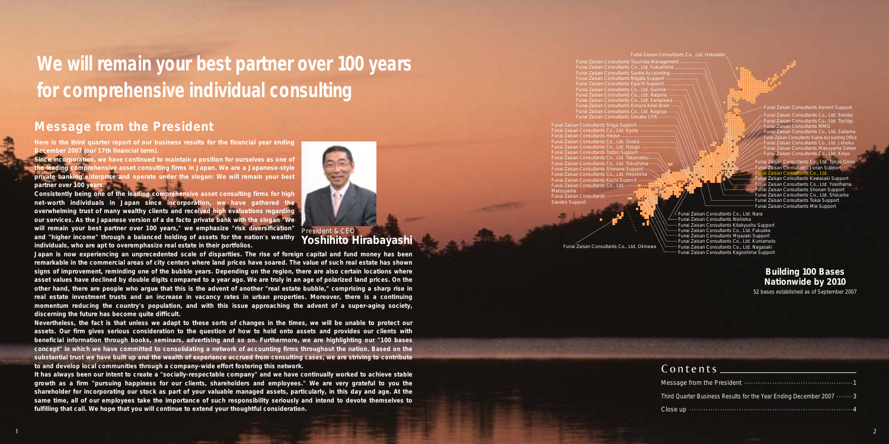# We will remain your best partner over 100 years for comprehensive individual consulting

## Message from the President

**Here is the third quarter report of our business results for the financial year ending December 2007 (our 17th financial term).**

**Since incorporation, we have continued to maintain a position for ourselves as one of the leading comprehensive asset consulting firms in Japan. We are a Japanese-style private banking enterprise and operate under the slogan: We will remain your best partner over 100 years.**

**Consistently being one of the leading comprehensive asset consulting firms for high net-worth individuals in Japan since incorporation, we have gathered the overwhelming trust of many wealthy clients and received high evaluations regarding our services. As the Japanese version of a de facto private bank with the slogan "We will remain your best partner over 100 years," we emphasize "risk diversification" and "higher income" through a balanced holding of assets for the nation's wealthy individuals, who are apt to overemphasize real estate in their portfolios.**

President & CEO
**Yoshihito Hirabayashi**

**Japan is now experiencing an unprecedented scale of disparities. The rise of foreign capital and fund money has been remarkable in the commercial areas of city centers where land prices have soared. The value of such real estate has shown signs of improvement, reminding one of the bubble years. Depending on the region, there are also certain locations where asset values have declined by double digits compared to a year ago. We are truly in an age of polarized land prices. On the other hand, there are people who argue that this is the advent of another "real estate bubble," comprising a sharp rise in real estate investment trusts and an increase in vacancy rates in urban properties. Moreover, there is a continuing momentum reducing the country's population, and with this issue approaching the advent of a super-aging society, discerning the future has become quite difficult.**

**Nevertheless, the fact is that unless we adapt to these sorts of changes in the times, we will be unable to protect our assets. Our firm gives serious consideration to the question of how to hold onto assets and provides our clients with beneficial information through books, seminars, advertising and so on. Furthermore, we are highlighting our "100 bases concept" in which we have committed to consolidating a network of accounting firms throughout the nation. Based on the substantial trust we have built up and the wealth of experience accrued from consulting cases, we are striving to contribute to and develop local communities through a company-wide effort fostering this network.**

**It has always been our intent to create a "socially-respectable company" and we have continually worked to achieve stable growth as a firm "pursuing happiness for our clients, shareholders and employees." We are very grateful to you the shareholder for incorporating our stock as part of your valuable managed assets, particularly, in this day and age. At the same time, all of our employees take the importance of such responsibility seriously and intend to devote themselves to fulfilling that call. We hope that you will continue to extend your thoughtful consideration.**

Funai Zaisan Consultants Co., Ltd. Hokkaido
Funai Zaisan Consultants Tsuchida Management
Funai Zaisan Consultants Co., Ltd. Fukushima
Funai Zaisan Consultants Sanbe Accounting
Funai Zaisan Consultants Niigata Support
Funai Zaisan Consultants Eguchi Support
Funai Zaisan Consultants Co., Ltd. Gunma
Funai Zaisan Consultants Co., Ltd. Nagano
Funai Zaisan Consultants Co., Ltd. Kanazawa
Funai Zaisan Consultants Kimura Keiei Brain
Funai Zaisan Consultants Co., Ltd. Nagoya
Funai Zaisan Consultants Uesaka CPA
Funai Zaisan Consultants Shiga Support
Funai Zaisan Consultants Co., Ltd. Kyoto
Funai Zaisan Consultants Hirose
Funai Zaisan Consultants Co., Ltd. Osaka
Funai Zaisan Consultants Co., Ltd. Hyogo
Funai Zaisan Consultants Tottori Support
Funai Zaisan Consultants Co., Ltd. Takamatsu
Funai Zaisan Consultants Co., Ltd. Tokushima
Funai Zaisan Consultants Shimane Support
Funai Zaisan Consultants Co., Ltd. Hiroshima
Funai Zaisan Consultants Kochi Support
Funai Zaisan Consultants Co., Ltd. Matsuyama
Funai Zaisan Consultants Sasebo Support
Funai Zaisan Consultants Co., Ltd. Okinawa
Funai Zaisan Consultants Aomori Support
Funai Zaisan Consultants Co., Ltd. Sendai
Funai Zaisan Consultants Co., Ltd. Tochigi
Funai Zaisan Consultants MMG
Funai Zaisan Consultants Co., Ltd. Saitama
Funai Zaisan Consultants Kujirai Accounting Office
Funai Zaisan Consultants Co., Ltd. Johoku
Funai Zaisan Consultants Masuyama Soken
Funai Zaisan Consultants Co., Ltd. Keiyo
Funai Zaisan Consultants Co., Ltd. Tokyo Ginza
Funai Zaisan Consultants Jonan Support
Funai Zaisan Consultants Co., Ltd.
Funai Zaisan Consultants Kawasaki Support
Funai Zaisan Consultants Co., Ltd. Yokohama
Funai Zaisan Consultants Shonan Support
Funai Zaisan Consultants Co., Ltd. Shizuoka
Funai Zaisan Consultants Tokai Support
Funai Zaisan Consultants Mie Support
Funai Zaisan Consultants Co., Ltd. Nara
Funai Zaisan Consultants Nishioka
Funai Zaisan Consultants Kitakyushu Support
Funai Zaisan Consultants Co., Ltd. Fukuoka
Funai Zaisan Consultants Miyazaki Support
Funai Zaisan Consultants Co., Ltd. Kumamoto
Funai Zaisan Consultants Co., Ltd. Nagasaki
Funai Zaisan Consultants Kagoshima Support

**Building 100 Bases Nationwide by 2010**

52 bases established as of September 2007

## Contents

- Message from the President ........ 1
- Third Quarter Business Results for the Year Ending December 2007 ........ 3
- Close up ........ 4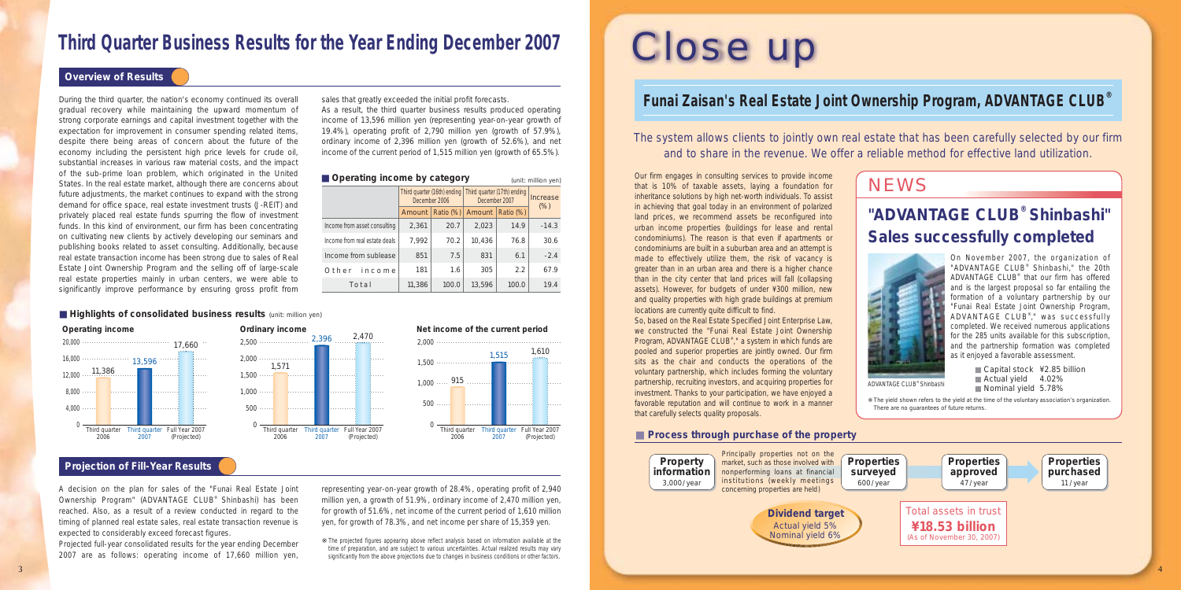# Third Quarter Business Results for the Year Ending December 2007

## Overview of Results

During the third quarter, the nation's economy continued its overall gradual recovery while maintaining the upward momentum of strong corporate earnings and capital investment together with the expectation for improvement in consumer spending related items, despite there being areas of concern about the future of the economy including the persistent high price levels for crude oil, substantial increases in various raw material costs, and the impact of the sub-prime loan problem, which originated in the United States. In the real estate market, although there are concerns about future adjustments, the market continues to expand with the strong demand for office space, real estate investment trusts (J-REIT) and privately placed real estate funds spurring the flow of investment funds. In this kind of environment, our firm has been concentrating on cultivating new clients by actively developing our seminars and publishing books related to asset consulting. Additionally, because real estate transaction income has been strong due to sales of Real Estate Joint Ownership Program and the selling off of large-scale real estate properties mainly in urban centers, we were able to significantly improve performance by ensuring gross profit from sales that greatly exceeded the initial profit forecasts.

As a result, the third quarter business results produced operating income of 13,596 million yen (representing year-on-year growth of 19.4%), operating profit of 2,790 million yen (growth of 57.9%), ordinary income of 2,396 million yen (growth of 52.6%), and net income of the current period of 1,515 million yen (growth of 65.5%).

### ■ Operating income by category

(unit: million yen)

| | Third quarter (16th) ending December 2006 | | Third quarter (17th) ending December 2007 | | Increase (%) |
|---|---|---|---|---|---|
| | Amount | Ratio (%) | Amount | Ratio (%) | |
| Income from asset consulting | 2,361 | 20.7 | 2,023 | 14.9 | -14.3 |
| Income from real estate deals | 7,992 | 70.2 | 10,436 | 76.8 | 30.6 |
| Income from sublease | 851 | 7.5 | 831 | 6.1 | -2.4 |
| Other income | 181 | 1.6 | 305 | 2.2 | 67.9 |
| Total | 11,386 | 100.0 | 13,596 | 100.0 | 19.4 |

### ■ Highlights of consolidated business results (unit: million yen)

**Operating income**

20,000
16,000
12,000
8,000
4,000
0
11,386
13,596
17,660
Third quarter 2006
Third quarter 2007
Full Year 2007 (Projected)

**Ordinary income**

2,500
2,000
1,500
1,000
500
0
1,571
2,396
2,470
Third quarter 2006
Third quarter 2007
Full Year 2007 (Projected)

**Net income of the current period**

2,000
1,500
1,000
500
0
915
1,515
1,610
Third quarter 2006
Third quarter 2007
Full Year 2007 (Projected)

## Projection of Fill-Year Results

A decision on the plan for sales of the "Funai Real Estate Joint Ownership Program" (ADVANTAGE CLUB® Shinbashi) has been reached. Also, as a result of a review conducted in regard to the timing of planned real estate sales, real estate transaction revenue is expected to considerably exceed forecast figures.

Projected full-year consolidated results for the year ending December 2007 are as follows: operating income of 17,660 million yen, representing year-on-year growth of 28.4%, operating profit of 2,940 million yen, a growth of 51.9%, ordinary income of 2,470 million yen, for growth of 51.6%, net income of the current period of 1,610 million yen, for growth of 78.3%, and net income per share of 15,359 yen.

※ The projected figures appearing above reflect analysis based on information available at the time of preparation, and are subject to various uncertainties. Actual realized results may vary significantly from the above projections due to changes in business conditions or other factors.

# Close up

## Funai Zaisan's Real Estate Joint Ownership Program, ADVANTAGE CLUB®

The system allows clients to jointly own real estate that has been carefully selected by our firm and to share in the revenue. We offer a reliable method for effective land utilization.

Our firm engages in consulting services to provide income that is 10% of taxable assets, laying a foundation for inheritance solutions by high net-worth individuals. To assist in achieving that goal today in an environment of polarized land prices, we recommend assets be reconfigured into urban income properties (buildings for lease and rental condominiums). The reason is that even if apartments or condominiums are built in a suburban area and an attempt is made to effectively utilize them, the risk of vacancy is greater than in an urban area and there is a higher chance than in the city center that land prices will fall (collapsing assets). However, for budgets of under ¥300 million, new and quality properties with high grade buildings at premium locations are currently quite difficult to find.

So, based on the Real Estate Specified Joint Enterprise Law, we constructed the "Funai Real Estate Joint Ownership Program, ADVANTAGE CLUB®," a system in which funds are pooled and superior properties are jointly owned. Our firm sits as the chair and conducts the operations of the voluntary partnership, which includes forming the voluntary partnership, recruiting investors, and acquiring properties for investment. Thanks to your participation, we have enjoyed a favorable reputation and will continue to work in a manner that carefully selects quality proposals.

## NEWS

### "ADVANTAGE CLUB® Shinbashi" Sales successfully completed

ADVANTAGE CLUB® Shinbashi

On November 2007, the organization of "ADVANTAGE CLUB® Shinbashi," the 20th ADVANTAGE CLUB® that our firm has offered and is the largest proposal so far entailing the formation of a voluntary partnership by our "Funai Real Estate Joint Ownership Program, ADVANTAGE CLUB®," was successfully completed. We received numerous applications for the 285 units available for this subscription, and the partnership formation was completed as it enjoyed a favorable assessment.

- Capital stock ¥2.85 billion
- Actual yield 4.02%
- Nominal yield 5.78%

※ The yield shown refers to the yield at the time of the voluntary association's organization. There are no guarantees of future returns.

### ■ Process through purchase of the property

**Property information** 3,000/year → Principally properties not on the market, such as those involved with nonperforming loans at financial institutions (weekly meetings concerning properties are held) → **Properties surveyed** 600/year → **Properties approved** 47/year → **Properties purchased** 11/year

**Dividend target**
Actual yield 5%
Nominal yield 6%

Total assets in trust
**¥18.53 billion**
(As of November 30, 2007)